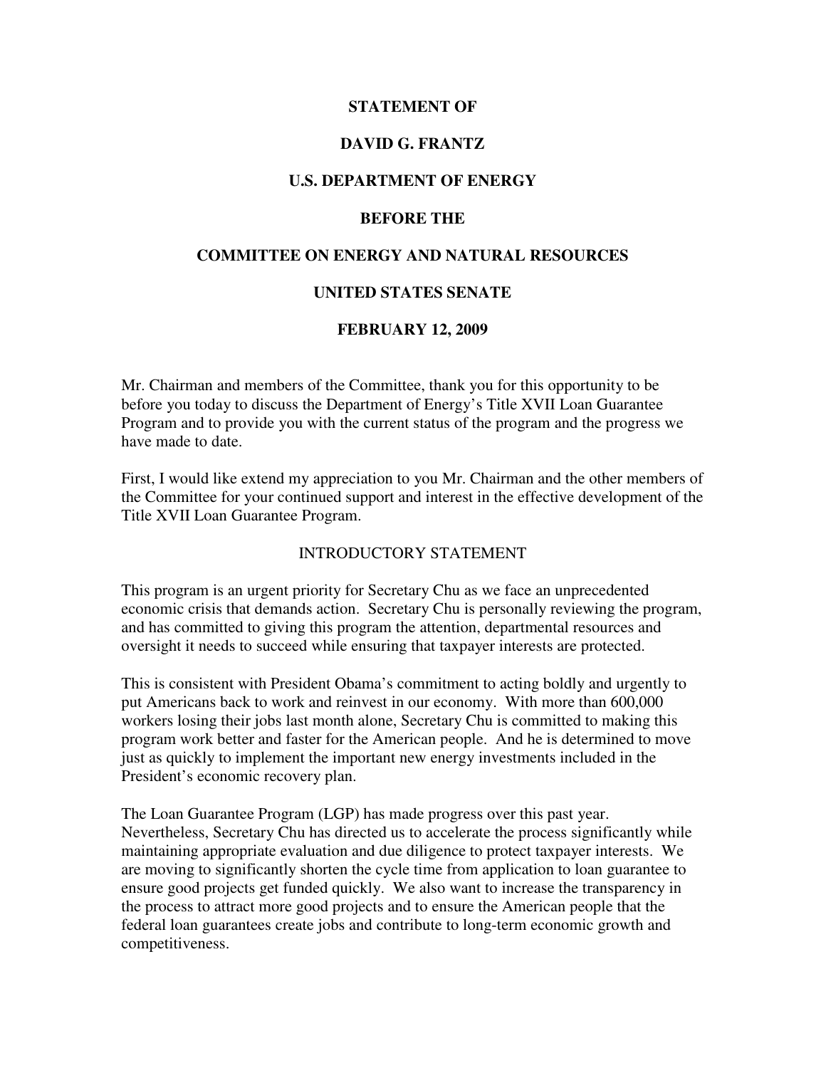**STATEMENT OF**

**DAVID G. FRANTZ**

**U.S. DEPARTMENT OF ENERGY**

**BEFORE THE**

**COMMITTEE ON ENERGY AND NATURAL RESOURCES**

**UNITED STATES SENATE**

**FEBRUARY 12, 2009**

Mr. Chairman and members of the Committee, thank you for this opportunity to be before you today to discuss the Department of Energy's Title XVII Loan Guarantee Program and to provide you with the current status of the program and the progress we have made to date.

First, I would like extend my appreciation to you Mr. Chairman and the other members of the Committee for your continued support and interest in the effective development of the Title XVII Loan Guarantee Program.

## INTRODUCTORY STATEMENT

This program is an urgent priority for Secretary Chu as we face an unprecedented economic crisis that demands action. Secretary Chu is personally reviewing the program, and has committed to giving this program the attention, departmental resources and oversight it needs to succeed while ensuring that taxpayer interests are protected.

This is consistent with President Obama's commitment to acting boldly and urgently to put Americans back to work and reinvest in our economy. With more than 600,000 workers losing their jobs last month alone, Secretary Chu is committed to making this program work better and faster for the American people. And he is determined to move just as quickly to implement the important new energy investments included in the President's economic recovery plan.

The Loan Guarantee Program (LGP) has made progress over this past year. Nevertheless, Secretary Chu has directed us to accelerate the process significantly while maintaining appropriate evaluation and due diligence to protect taxpayer interests. We are moving to significantly shorten the cycle time from application to loan guarantee to ensure good projects get funded quickly. We also want to increase the transparency in the process to attract more good projects and to ensure the American people that the federal loan guarantees create jobs and contribute to long-term economic growth and competitiveness.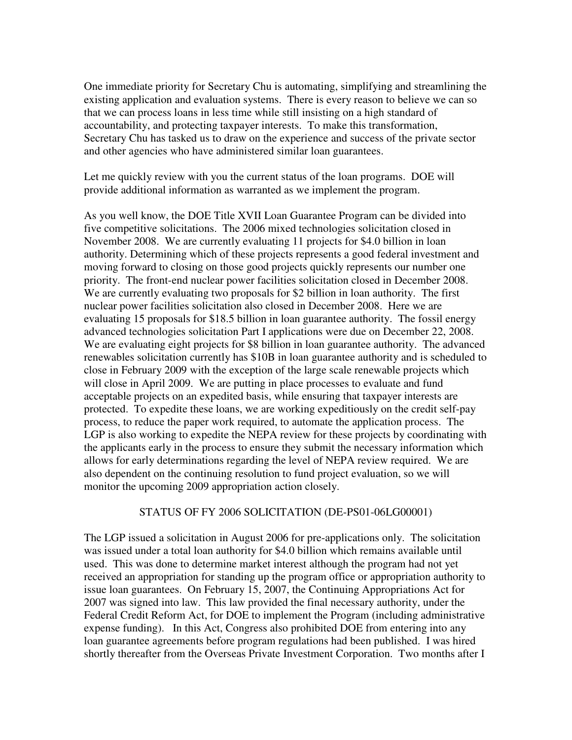One immediate priority for Secretary Chu is automating, simplifying and streamlining the existing application and evaluation systems. There is every reason to believe we can so that we can process loans in less time while still insisting on a high standard of accountability, and protecting taxpayer interests. To make this transformation, Secretary Chu has tasked us to draw on the experience and success of the private sector and other agencies who have administered similar loan guarantees.

Let me quickly review with you the current status of the loan programs. DOE will provide additional information as warranted as we implement the program.

As you well know, the DOE Title XVII Loan Guarantee Program can be divided into five competitive solicitations. The 2006 mixed technologies solicitation closed in November 2008. We are currently evaluating 11 projects for $4.0 billion in loan authority. Determining which of these projects represents a good federal investment and moving forward to closing on those good projects quickly represents our number one priority. The front-end nuclear power facilities solicitation closed in December 2008. We are currently evaluating two proposals for $2 billion in loan authority. The first nuclear power facilities solicitation also closed in December 2008. Here we are evaluating 15 proposals for $18.5 billion in loan guarantee authority. The fossil energy advanced technologies solicitation Part I applications were due on December 22, 2008. We are evaluating eight projects for $8 billion in loan guarantee authority. The advanced renewables solicitation currently has $10B in loan guarantee authority and is scheduled to close in February 2009 with the exception of the large scale renewable projects which will close in April 2009. We are putting in place processes to evaluate and fund acceptable projects on an expedited basis, while ensuring that taxpayer interests are protected. To expedite these loans, we are working expeditiously on the credit self-pay process, to reduce the paper work required, to automate the application process. The LGP is also working to expedite the NEPA review for these projects by coordinating with the applicants early in the process to ensure they submit the necessary information which allows for early determinations regarding the level of NEPA review required. We are also dependent on the continuing resolution to fund project evaluation, so we will monitor the upcoming 2009 appropriation action closely.

## STATUS OF FY 2006 SOLICITATION (DE-PS01-06LG00001)

The LGP issued a solicitation in August 2006 for pre-applications only. The solicitation was issued under a total loan authority for $4.0 billion which remains available until used. This was done to determine market interest although the program had not yet received an appropriation for standing up the program office or appropriation authority to issue loan guarantees. On February 15, 2007, the Continuing Appropriations Act for 2007 was signed into law. This law provided the final necessary authority, under the Federal Credit Reform Act, for DOE to implement the Program (including administrative expense funding). In this Act, Congress also prohibited DOE from entering into any loan guarantee agreements before program regulations had been published. I was hired shortly thereafter from the Overseas Private Investment Corporation. Two months after I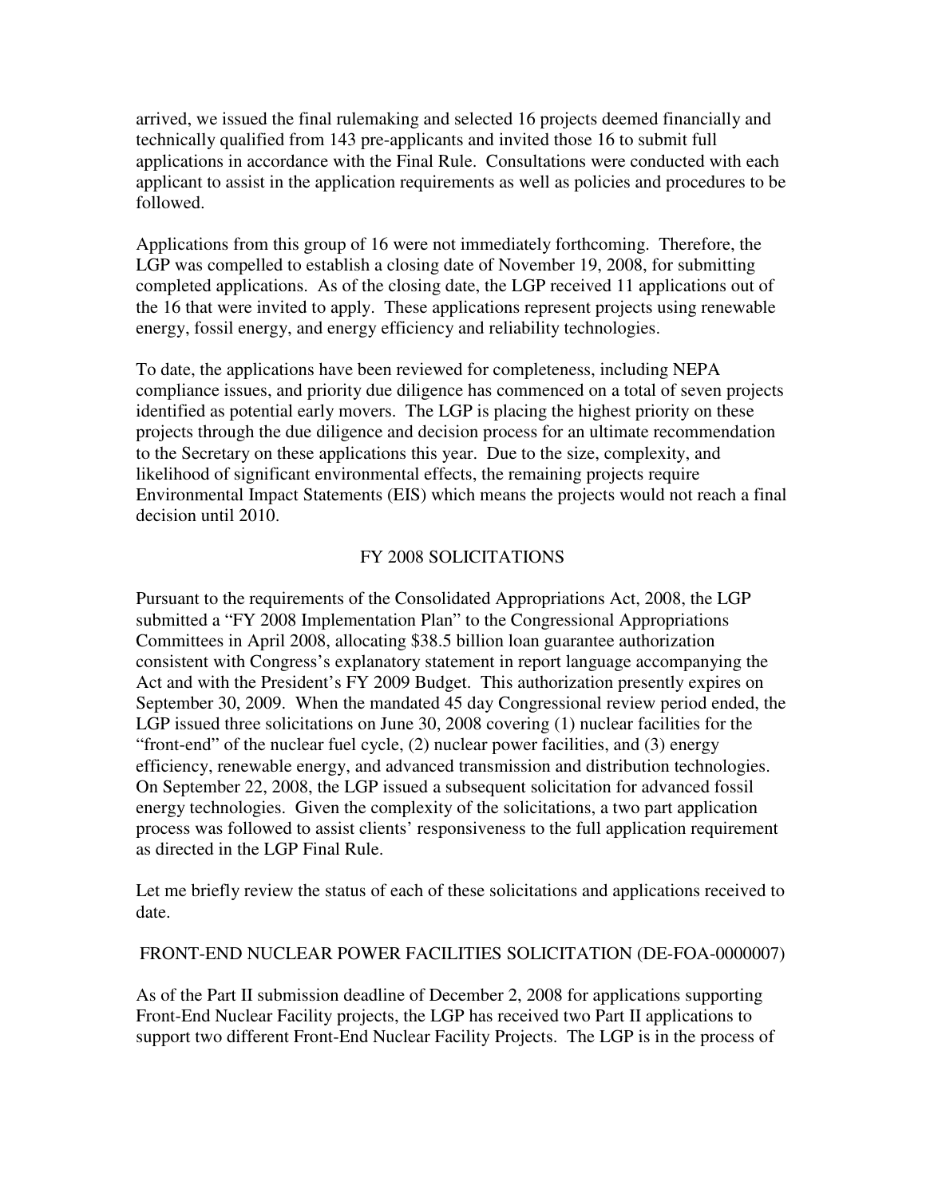arrived, we issued the final rulemaking and selected 16 projects deemed financially and technically qualified from 143 pre-applicants and invited those 16 to submit full applications in accordance with the Final Rule. Consultations were conducted with each applicant to assist in the application requirements as well as policies and procedures to be followed.

Applications from this group of 16 were not immediately forthcoming. Therefore, the LGP was compelled to establish a closing date of November 19, 2008, for submitting completed applications. As of the closing date, the LGP received 11 applications out of the 16 that were invited to apply. These applications represent projects using renewable energy, fossil energy, and energy efficiency and reliability technologies.

To date, the applications have been reviewed for completeness, including NEPA compliance issues, and priority due diligence has commenced on a total of seven projects identified as potential early movers. The LGP is placing the highest priority on these projects through the due diligence and decision process for an ultimate recommendation to the Secretary on these applications this year. Due to the size, complexity, and likelihood of significant environmental effects, the remaining projects require Environmental Impact Statements (EIS) which means the projects would not reach a final decision until 2010.

## FY 2008 SOLICITATIONS

Pursuant to the requirements of the Consolidated Appropriations Act, 2008, the LGP submitted a "FY 2008 Implementation Plan" to the Congressional Appropriations Committees in April 2008, allocating $38.5 billion loan guarantee authorization consistent with Congress's explanatory statement in report language accompanying the Act and with the President's FY 2009 Budget. This authorization presently expires on September 30, 2009. When the mandated 45 day Congressional review period ended, the LGP issued three solicitations on June 30, 2008 covering (1) nuclear facilities for the "front-end" of the nuclear fuel cycle, (2) nuclear power facilities, and (3) energy efficiency, renewable energy, and advanced transmission and distribution technologies. On September 22, 2008, the LGP issued a subsequent solicitation for advanced fossil energy technologies. Given the complexity of the solicitations, a two part application process was followed to assist clients' responsiveness to the full application requirement as directed in the LGP Final Rule.

Let me briefly review the status of each of these solicitations and applications received to date.

### FRONT-END NUCLEAR POWER FACILITIES SOLICITATION (DE-FOA-0000007)

As of the Part II submission deadline of December 2, 2008 for applications supporting Front-End Nuclear Facility projects, the LGP has received two Part II applications to support two different Front-End Nuclear Facility Projects. The LGP is in the process of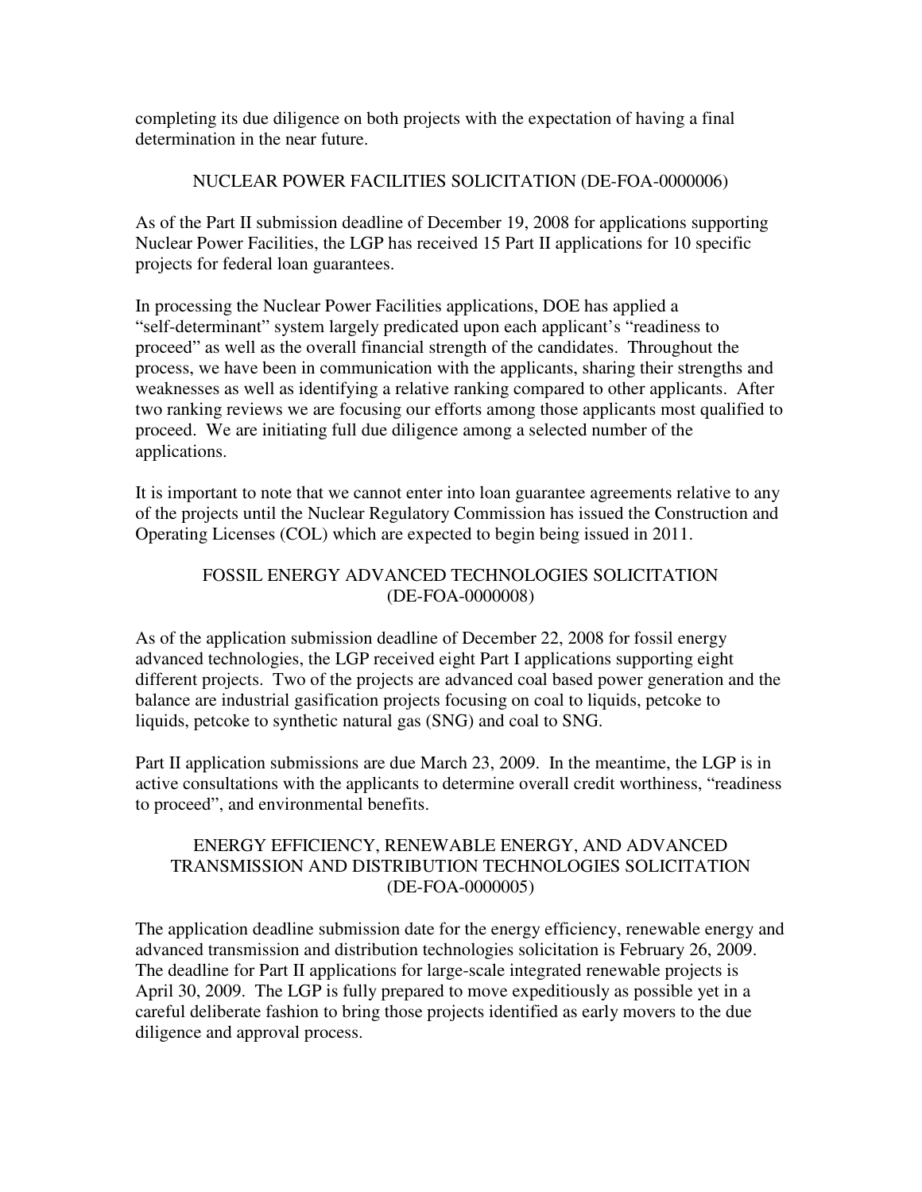completing its due diligence on both projects with the expectation of having a final determination in the near future.

## NUCLEAR POWER FACILITIES SOLICITATION (DE-FOA-0000006)

As of the Part II submission deadline of December 19, 2008 for applications supporting Nuclear Power Facilities, the LGP has received 15 Part II applications for 10 specific projects for federal loan guarantees.

In processing the Nuclear Power Facilities applications, DOE has applied a "self-determinant" system largely predicated upon each applicant's "readiness to proceed" as well as the overall financial strength of the candidates. Throughout the process, we have been in communication with the applicants, sharing their strengths and weaknesses as well as identifying a relative ranking compared to other applicants. After two ranking reviews we are focusing our efforts among those applicants most qualified to proceed. We are initiating full due diligence among a selected number of the applications.

It is important to note that we cannot enter into loan guarantee agreements relative to any of the projects until the Nuclear Regulatory Commission has issued the Construction and Operating Licenses (COL) which are expected to begin being issued in 2011.

## FOSSIL ENERGY ADVANCED TECHNOLOGIES SOLICITATION (DE-FOA-0000008)

As of the application submission deadline of December 22, 2008 for fossil energy advanced technologies, the LGP received eight Part I applications supporting eight different projects. Two of the projects are advanced coal based power generation and the balance are industrial gasification projects focusing on coal to liquids, petcoke to liquids, petcoke to synthetic natural gas (SNG) and coal to SNG.

Part II application submissions are due March 23, 2009. In the meantime, the LGP is in active consultations with the applicants to determine overall credit worthiness, "readiness to proceed", and environmental benefits.

## ENERGY EFFICIENCY, RENEWABLE ENERGY, AND ADVANCED TRANSMISSION AND DISTRIBUTION TECHNOLOGIES SOLICITATION (DE-FOA-0000005)

The application deadline submission date for the energy efficiency, renewable energy and advanced transmission and distribution technologies solicitation is February 26, 2009. The deadline for Part II applications for large-scale integrated renewable projects is April 30, 2009. The LGP is fully prepared to move expeditiously as possible yet in a careful deliberate fashion to bring those projects identified as early movers to the due diligence and approval process.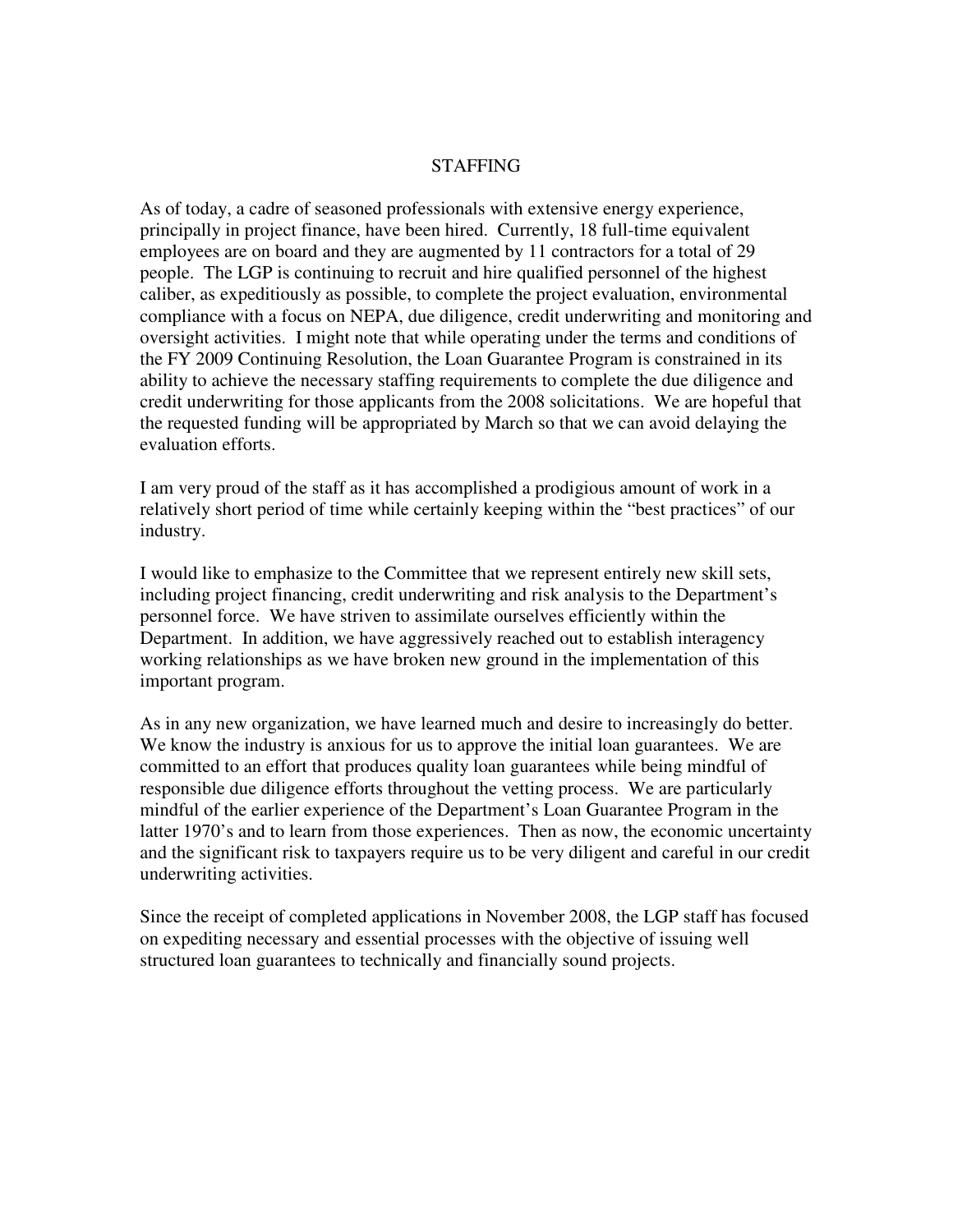## STAFFING

As of today, a cadre of seasoned professionals with extensive energy experience, principally in project finance, have been hired. Currently, 18 full-time equivalent employees are on board and they are augmented by 11 contractors for a total of 29 people. The LGP is continuing to recruit and hire qualified personnel of the highest caliber, as expeditiously as possible, to complete the project evaluation, environmental compliance with a focus on NEPA, due diligence, credit underwriting and monitoring and oversight activities. I might note that while operating under the terms and conditions of the FY 2009 Continuing Resolution, the Loan Guarantee Program is constrained in its ability to achieve the necessary staffing requirements to complete the due diligence and credit underwriting for those applicants from the 2008 solicitations. We are hopeful that the requested funding will be appropriated by March so that we can avoid delaying the evaluation efforts.

I am very proud of the staff as it has accomplished a prodigious amount of work in a relatively short period of time while certainly keeping within the "best practices" of our industry.

I would like to emphasize to the Committee that we represent entirely new skill sets, including project financing, credit underwriting and risk analysis to the Department's personnel force. We have striven to assimilate ourselves efficiently within the Department. In addition, we have aggressively reached out to establish interagency working relationships as we have broken new ground in the implementation of this important program.

As in any new organization, we have learned much and desire to increasingly do better. We know the industry is anxious for us to approve the initial loan guarantees. We are committed to an effort that produces quality loan guarantees while being mindful of responsible due diligence efforts throughout the vetting process. We are particularly mindful of the earlier experience of the Department's Loan Guarantee Program in the latter 1970's and to learn from those experiences. Then as now, the economic uncertainty and the significant risk to taxpayers require us to be very diligent and careful in our credit underwriting activities.

Since the receipt of completed applications in November 2008, the LGP staff has focused on expediting necessary and essential processes with the objective of issuing well structured loan guarantees to technically and financially sound projects.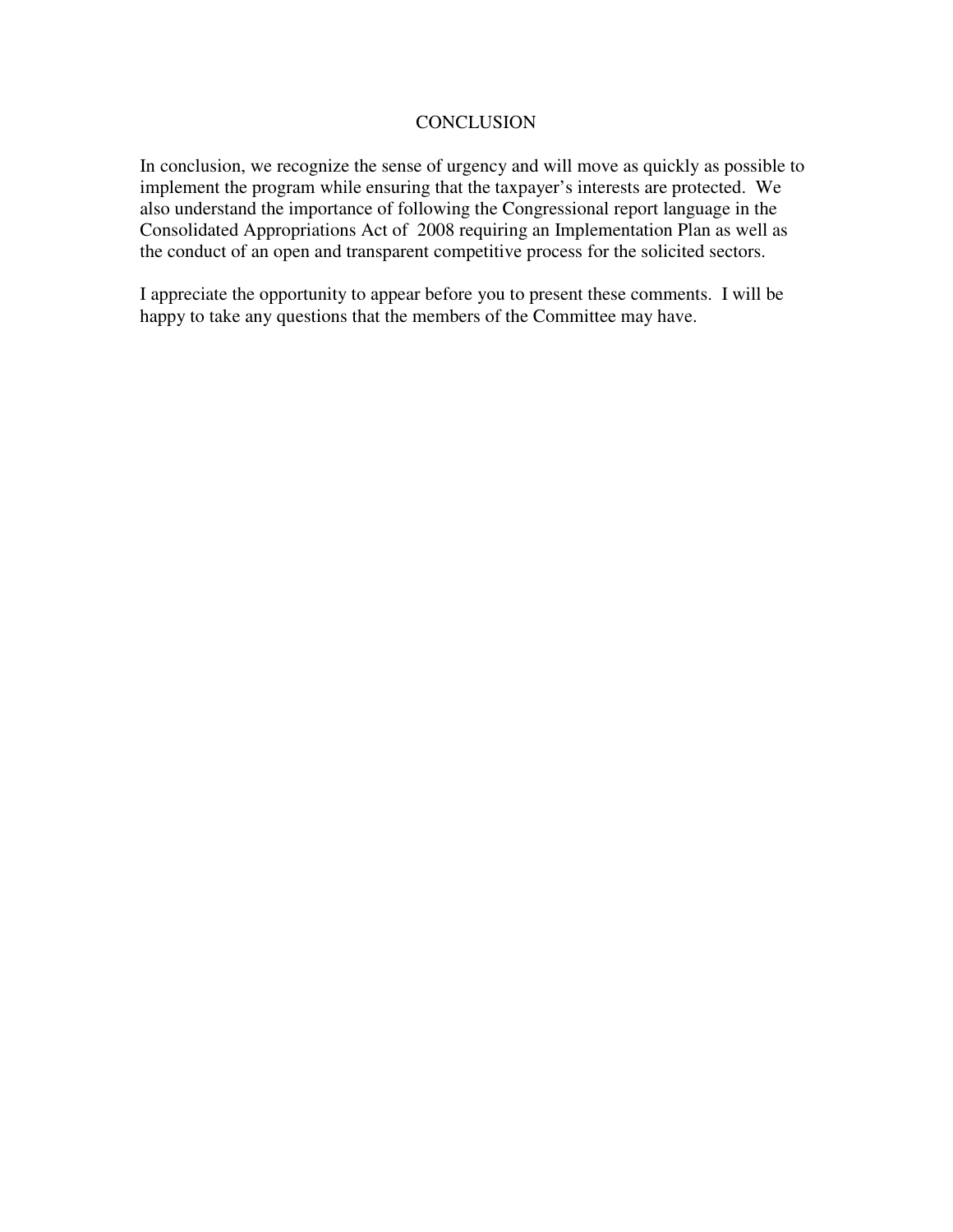## CONCLUSION

In conclusion, we recognize the sense of urgency and will move as quickly as possible to implement the program while ensuring that the taxpayer's interests are protected. We also understand the importance of following the Congressional report language in the Consolidated Appropriations Act of 2008 requiring an Implementation Plan as well as the conduct of an open and transparent competitive process for the solicited sectors.

I appreciate the opportunity to appear before you to present these comments. I will be happy to take any questions that the members of the Committee may have.